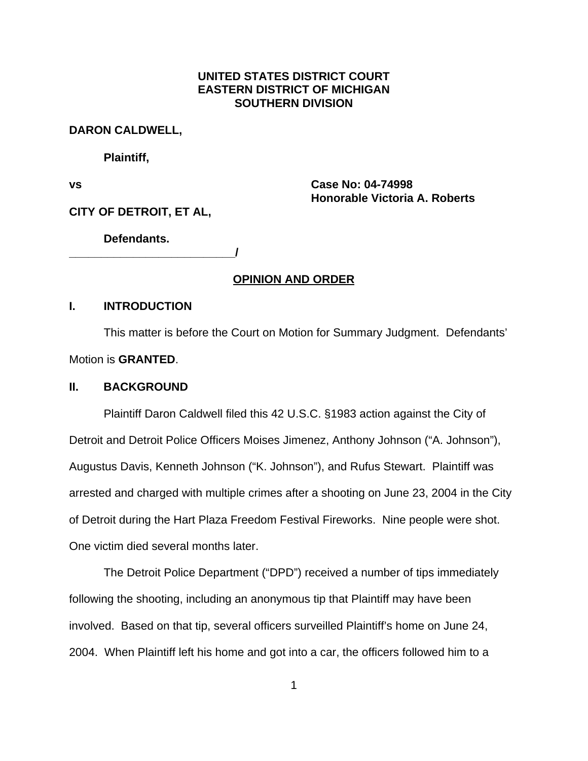**UNITED STATES DISTRICT COURT**
**EASTERN DISTRICT OF MICHIGAN**
**SOUTHERN DIVISION**

**DARON CALDWELL,**

**Plaintiff,**

**vs** **Case No: 04-74998**
**Honorable Victoria A. Roberts**

**CITY OF DETROIT, ET AL,**

**Defendants.**
**_________________________/**

## OPINION AND ORDER

## I. INTRODUCTION

This matter is before the Court on Motion for Summary Judgment. Defendants' Motion is **GRANTED**.

## II. BACKGROUND

Plaintiff Daron Caldwell filed this 42 U.S.C. §1983 action against the City of Detroit and Detroit Police Officers Moises Jimenez, Anthony Johnson ("A. Johnson"), Augustus Davis, Kenneth Johnson ("K. Johnson"), and Rufus Stewart. Plaintiff was arrested and charged with multiple crimes after a shooting on June 23, 2004 in the City of Detroit during the Hart Plaza Freedom Festival Fireworks. Nine people were shot. One victim died several months later.

The Detroit Police Department ("DPD") received a number of tips immediately following the shooting, including an anonymous tip that Plaintiff may have been involved. Based on that tip, several officers surveilled Plaintiff's home on June 24, 2004. When Plaintiff left his home and got into a car, the officers followed him to a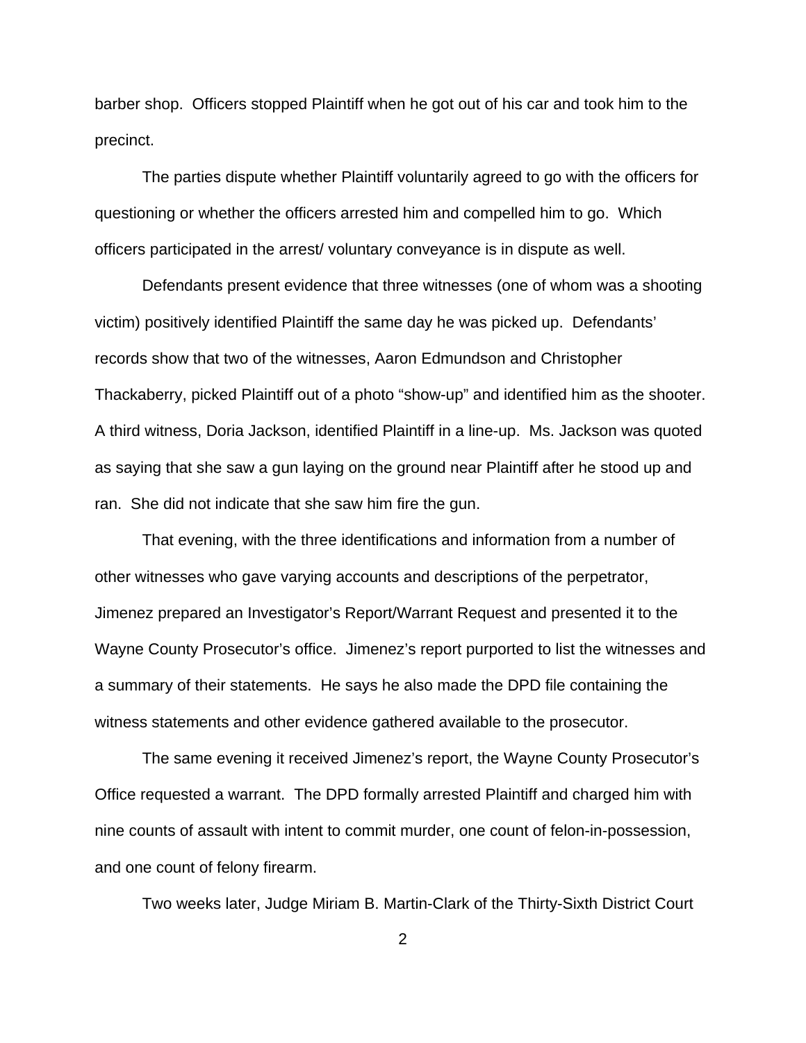barber shop. Officers stopped Plaintiff when he got out of his car and took him to the precinct.

The parties dispute whether Plaintiff voluntarily agreed to go with the officers for questioning or whether the officers arrested him and compelled him to go. Which officers participated in the arrest/ voluntary conveyance is in dispute as well.

Defendants present evidence that three witnesses (one of whom was a shooting victim) positively identified Plaintiff the same day he was picked up. Defendants' records show that two of the witnesses, Aaron Edmundson and Christopher Thackaberry, picked Plaintiff out of a photo "show-up" and identified him as the shooter. A third witness, Doria Jackson, identified Plaintiff in a line-up. Ms. Jackson was quoted as saying that she saw a gun laying on the ground near Plaintiff after he stood up and ran. She did not indicate that she saw him fire the gun.

That evening, with the three identifications and information from a number of other witnesses who gave varying accounts and descriptions of the perpetrator, Jimenez prepared an Investigator's Report/Warrant Request and presented it to the Wayne County Prosecutor's office. Jimenez's report purported to list the witnesses and a summary of their statements. He says he also made the DPD file containing the witness statements and other evidence gathered available to the prosecutor.

The same evening it received Jimenez's report, the Wayne County Prosecutor's Office requested a warrant. The DPD formally arrested Plaintiff and charged him with nine counts of assault with intent to commit murder, one count of felon-in-possession, and one count of felony firearm.

Two weeks later, Judge Miriam B. Martin-Clark of the Thirty-Sixth District Court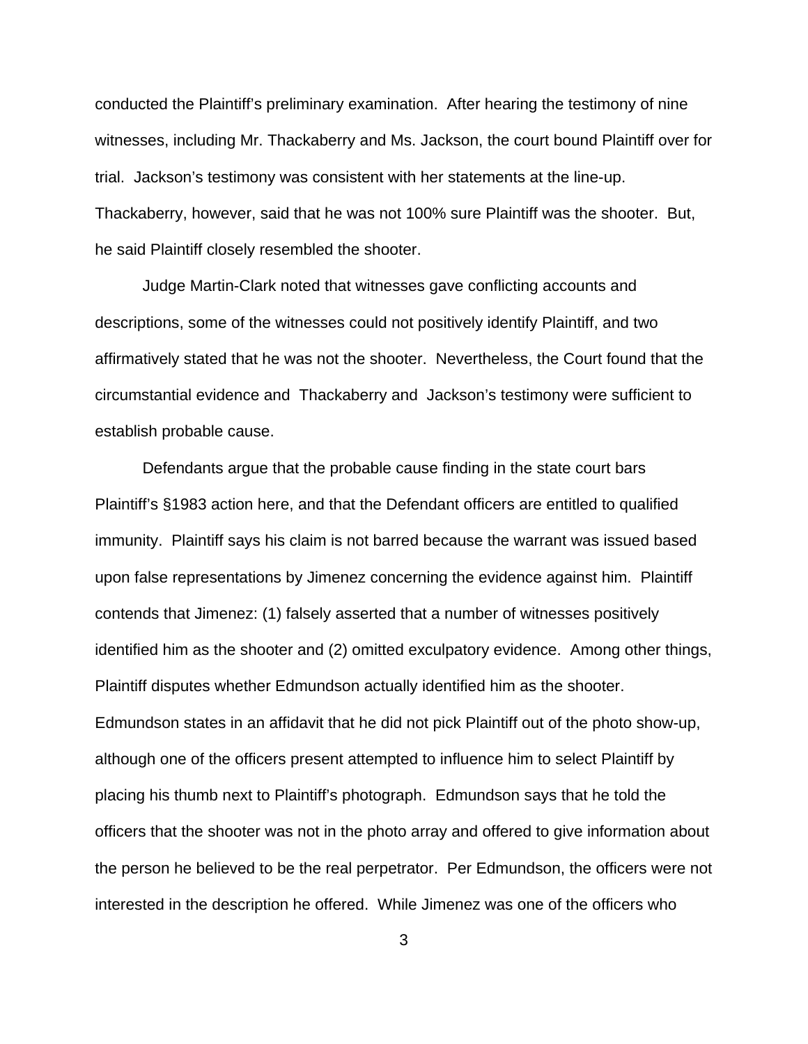conducted the Plaintiff's preliminary examination. After hearing the testimony of nine witnesses, including Mr. Thackaberry and Ms. Jackson, the court bound Plaintiff over for trial. Jackson's testimony was consistent with her statements at the line-up. Thackaberry, however, said that he was not 100% sure Plaintiff was the shooter. But, he said Plaintiff closely resembled the shooter.

Judge Martin-Clark noted that witnesses gave conflicting accounts and descriptions, some of the witnesses could not positively identify Plaintiff, and two affirmatively stated that he was not the shooter. Nevertheless, the Court found that the circumstantial evidence and Thackaberry and Jackson's testimony were sufficient to establish probable cause.

Defendants argue that the probable cause finding in the state court bars Plaintiff's §1983 action here, and that the Defendant officers are entitled to qualified immunity. Plaintiff says his claim is not barred because the warrant was issued based upon false representations by Jimenez concerning the evidence against him. Plaintiff contends that Jimenez: (1) falsely asserted that a number of witnesses positively identified him as the shooter and (2) omitted exculpatory evidence. Among other things, Plaintiff disputes whether Edmundson actually identified him as the shooter. Edmundson states in an affidavit that he did not pick Plaintiff out of the photo show-up, although one of the officers present attempted to influence him to select Plaintiff by placing his thumb next to Plaintiff's photograph. Edmundson says that he told the officers that the shooter was not in the photo array and offered to give information about the person he believed to be the real perpetrator. Per Edmundson, the officers were not interested in the description he offered. While Jimenez was one of the officers who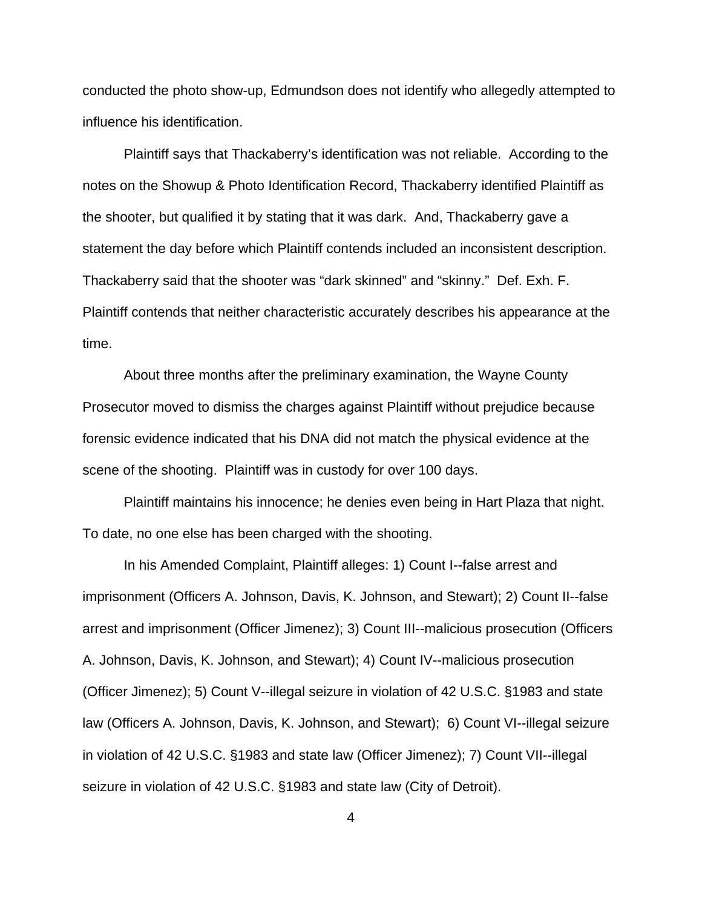conducted the photo show-up, Edmundson does not identify who allegedly attempted to influence his identification.

Plaintiff says that Thackaberry's identification was not reliable. According to the notes on the Showup & Photo Identification Record, Thackaberry identified Plaintiff as the shooter, but qualified it by stating that it was dark. And, Thackaberry gave a statement the day before which Plaintiff contends included an inconsistent description. Thackaberry said that the shooter was "dark skinned" and "skinny." Def. Exh. F. Plaintiff contends that neither characteristic accurately describes his appearance at the time.

About three months after the preliminary examination, the Wayne County Prosecutor moved to dismiss the charges against Plaintiff without prejudice because forensic evidence indicated that his DNA did not match the physical evidence at the scene of the shooting. Plaintiff was in custody for over 100 days.

Plaintiff maintains his innocence; he denies even being in Hart Plaza that night. To date, no one else has been charged with the shooting.

In his Amended Complaint, Plaintiff alleges: 1) Count I--false arrest and imprisonment (Officers A. Johnson, Davis, K. Johnson, and Stewart); 2) Count II--false arrest and imprisonment (Officer Jimenez); 3) Count III--malicious prosecution (Officers A. Johnson, Davis, K. Johnson, and Stewart); 4) Count IV--malicious prosecution (Officer Jimenez); 5) Count V--illegal seizure in violation of 42 U.S.C. §1983 and state law (Officers A. Johnson, Davis, K. Johnson, and Stewart); 6) Count VI--illegal seizure in violation of 42 U.S.C. §1983 and state law (Officer Jimenez); 7) Count VII--illegal seizure in violation of 42 U.S.C. §1983 and state law (City of Detroit).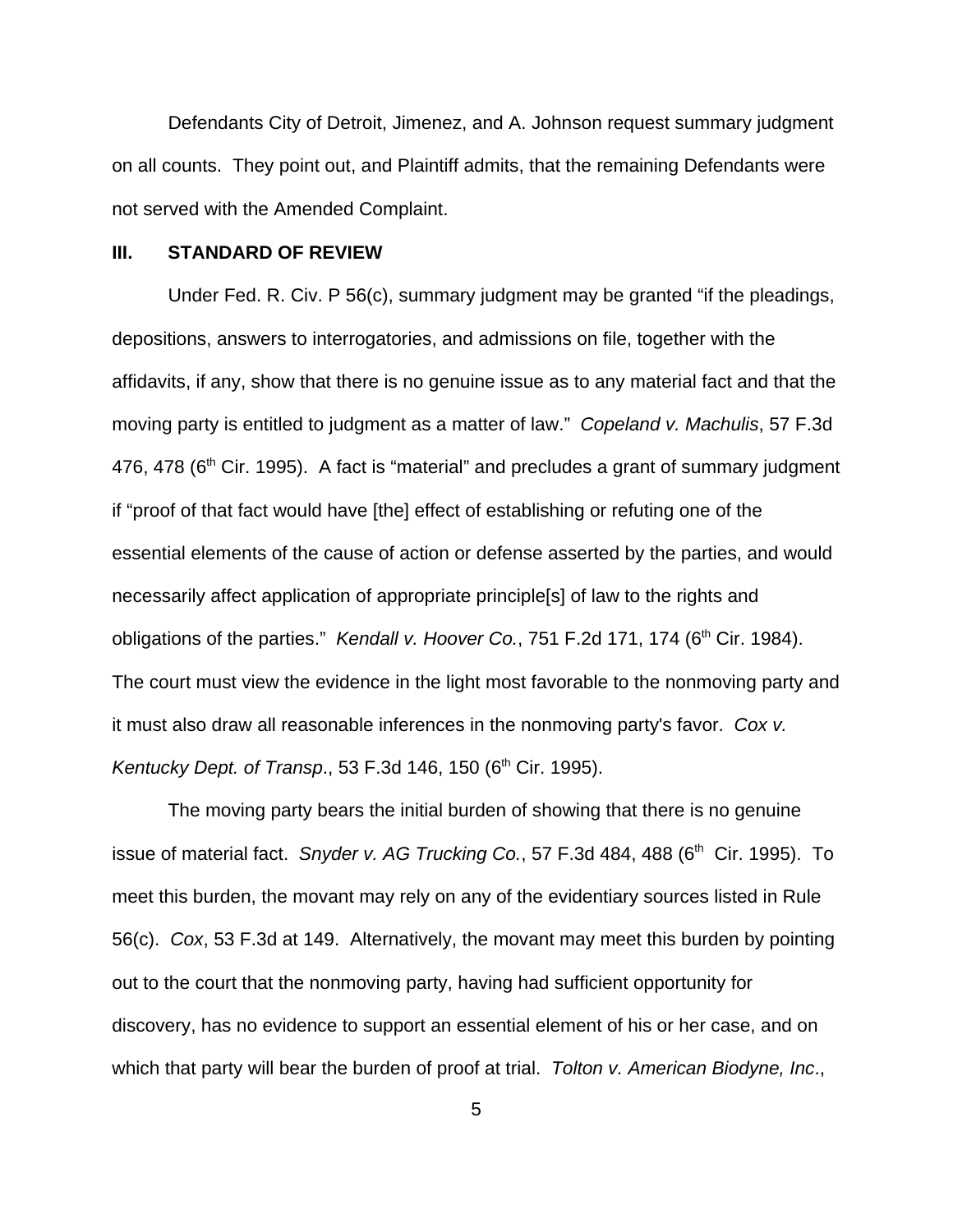Defendants City of Detroit, Jimenez, and A. Johnson request summary judgment on all counts. They point out, and Plaintiff admits, that the remaining Defendants were not served with the Amended Complaint.

## III. STANDARD OF REVIEW

Under Fed. R. Civ. P 56(c), summary judgment may be granted "if the pleadings, depositions, answers to interrogatories, and admissions on file, together with the affidavits, if any, show that there is no genuine issue as to any material fact and that the moving party is entitled to judgment as a matter of law." *Copeland v. Machulis*, 57 F.3d 476, 478 (6th Cir. 1995). A fact is "material" and precludes a grant of summary judgment if "proof of that fact would have [the] effect of establishing or refuting one of the essential elements of the cause of action or defense asserted by the parties, and would necessarily affect application of appropriate principle[s] of law to the rights and obligations of the parties." *Kendall v. Hoover Co.*, 751 F.2d 171, 174 (6th Cir. 1984). The court must view the evidence in the light most favorable to the nonmoving party and it must also draw all reasonable inferences in the nonmoving party's favor. *Cox v. Kentucky Dept. of Transp*., 53 F.3d 146, 150 (6th Cir. 1995).

The moving party bears the initial burden of showing that there is no genuine issue of material fact. *Snyder v. AG Trucking Co.*, 57 F.3d 484, 488 (6th Cir. 1995). To meet this burden, the movant may rely on any of the evidentiary sources listed in Rule 56(c). *Cox*, 53 F.3d at 149. Alternatively, the movant may meet this burden by pointing out to the court that the nonmoving party, having had sufficient opportunity for discovery, has no evidence to support an essential element of his or her case, and on which that party will bear the burden of proof at trial. *Tolton v. American Biodyne, Inc*.,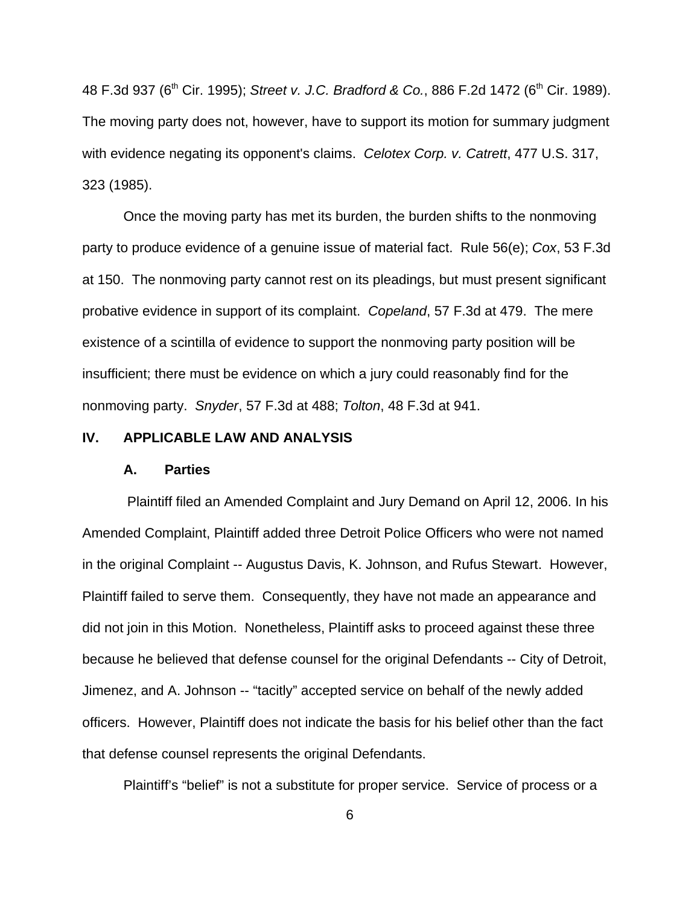48 F.3d 937 (6th Cir. 1995); *Street v. J.C. Bradford & Co.*, 886 F.2d 1472 (6th Cir. 1989). The moving party does not, however, have to support its motion for summary judgment with evidence negating its opponent's claims. *Celotex Corp. v. Catrett*, 477 U.S. 317, 323 (1985).

Once the moving party has met its burden, the burden shifts to the nonmoving party to produce evidence of a genuine issue of material fact. Rule 56(e); *Cox*, 53 F.3d at 150. The nonmoving party cannot rest on its pleadings, but must present significant probative evidence in support of its complaint. *Copeland*, 57 F.3d at 479. The mere existence of a scintilla of evidence to support the nonmoving party position will be insufficient; there must be evidence on which a jury could reasonably find for the nonmoving party. *Snyder*, 57 F.3d at 488; *Tolton*, 48 F.3d at 941.

## IV. APPLICABLE LAW AND ANALYSIS

### A. Parties

Plaintiff filed an Amended Complaint and Jury Demand on April 12, 2006. In his Amended Complaint, Plaintiff added three Detroit Police Officers who were not named in the original Complaint -- Augustus Davis, K. Johnson, and Rufus Stewart. However, Plaintiff failed to serve them. Consequently, they have not made an appearance and did not join in this Motion. Nonetheless, Plaintiff asks to proceed against these three because he believed that defense counsel for the original Defendants -- City of Detroit, Jimenez, and A. Johnson -- "tacitly" accepted service on behalf of the newly added officers. However, Plaintiff does not indicate the basis for his belief other than the fact that defense counsel represents the original Defendants.

Plaintiff's "belief" is not a substitute for proper service. Service of process or a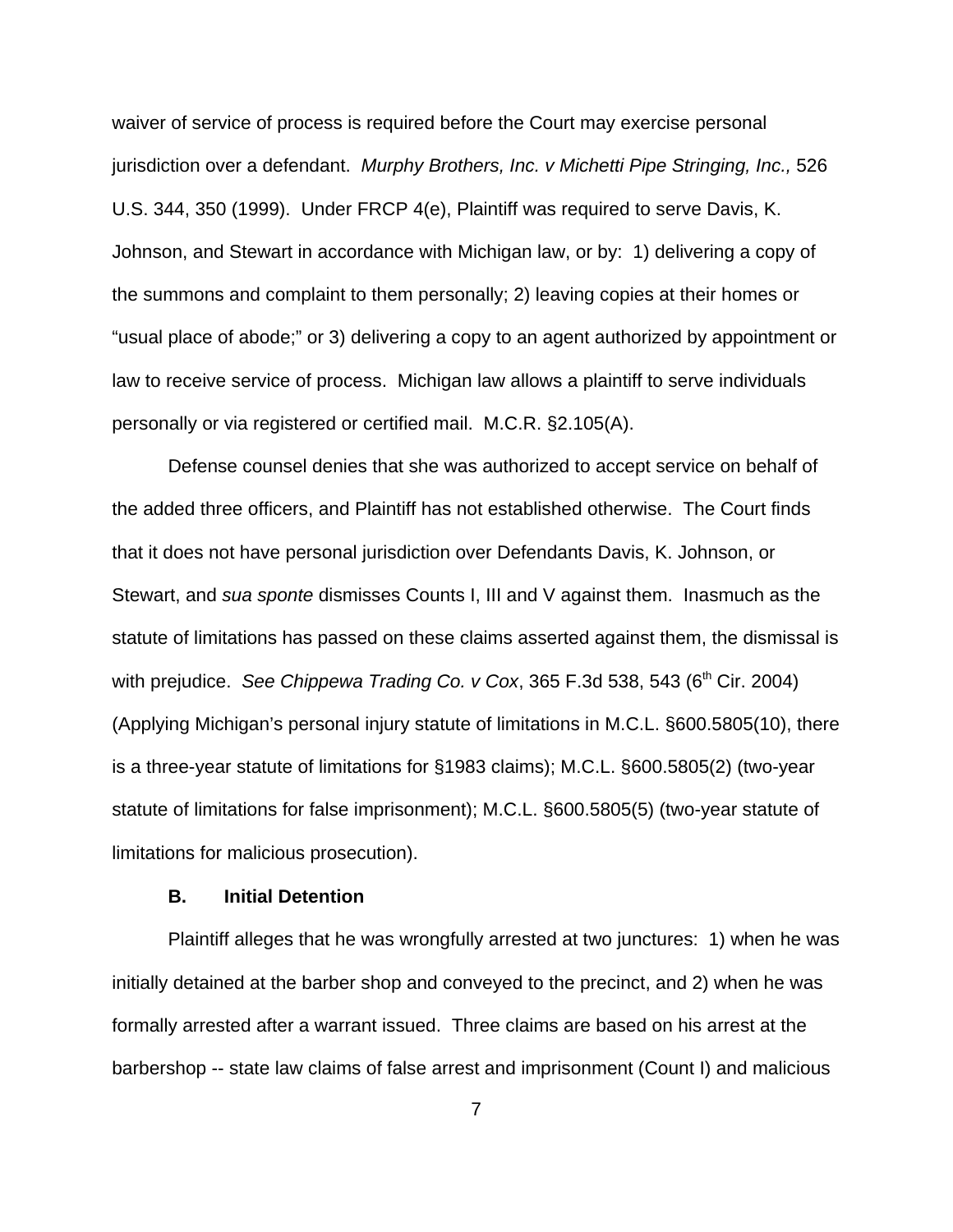waiver of service of process is required before the Court may exercise personal jurisdiction over a defendant. *Murphy Brothers, Inc. v Michetti Pipe Stringing, Inc.,* 526 U.S. 344, 350 (1999). Under FRCP 4(e), Plaintiff was required to serve Davis, K. Johnson, and Stewart in accordance with Michigan law, or by: 1) delivering a copy of the summons and complaint to them personally; 2) leaving copies at their homes or "usual place of abode;" or 3) delivering a copy to an agent authorized by appointment or law to receive service of process. Michigan law allows a plaintiff to serve individuals personally or via registered or certified mail. M.C.R. §2.105(A).

Defense counsel denies that she was authorized to accept service on behalf of the added three officers, and Plaintiff has not established otherwise. The Court finds that it does not have personal jurisdiction over Defendants Davis, K. Johnson, or Stewart, and *sua sponte* dismisses Counts I, III and V against them. Inasmuch as the statute of limitations has passed on these claims asserted against them, the dismissal is with prejudice. *See Chippewa Trading Co. v Cox*, 365 F.3d 538, 543 (6th Cir. 2004) (Applying Michigan's personal injury statute of limitations in M.C.L. §600.5805(10), there is a three-year statute of limitations for §1983 claims); M.C.L. §600.5805(2) (two-year statute of limitations for false imprisonment); M.C.L. §600.5805(5) (two-year statute of limitations for malicious prosecution).

### B. Initial Detention

Plaintiff alleges that he was wrongfully arrested at two junctures: 1) when he was initially detained at the barber shop and conveyed to the precinct, and 2) when he was formally arrested after a warrant issued. Three claims are based on his arrest at the barbershop -- state law claims of false arrest and imprisonment (Count I) and malicious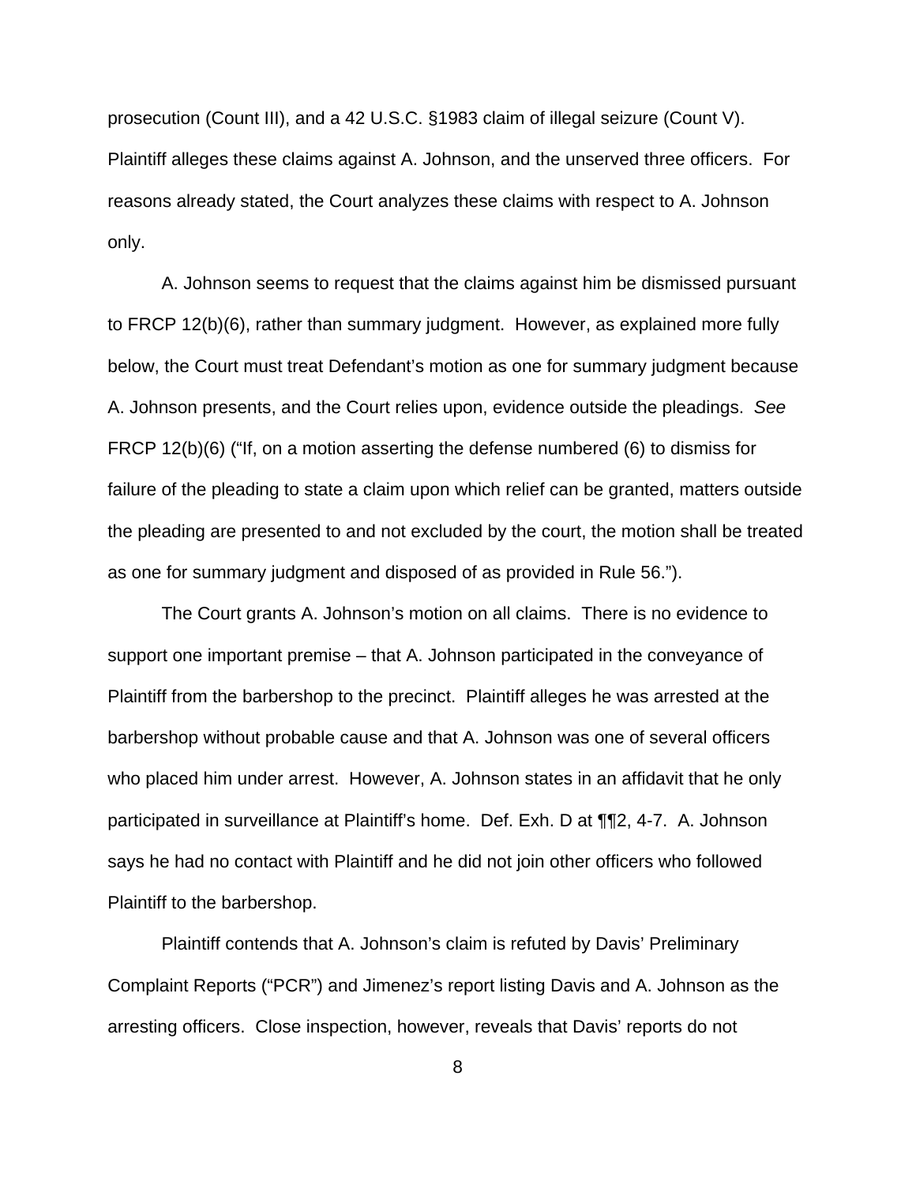prosecution (Count III), and a 42 U.S.C. §1983 claim of illegal seizure (Count V). Plaintiff alleges these claims against A. Johnson, and the unserved three officers. For reasons already stated, the Court analyzes these claims with respect to A. Johnson only.

A. Johnson seems to request that the claims against him be dismissed pursuant to FRCP 12(b)(6), rather than summary judgment. However, as explained more fully below, the Court must treat Defendant's motion as one for summary judgment because A. Johnson presents, and the Court relies upon, evidence outside the pleadings. *See* FRCP 12(b)(6) ("If, on a motion asserting the defense numbered (6) to dismiss for failure of the pleading to state a claim upon which relief can be granted, matters outside the pleading are presented to and not excluded by the court, the motion shall be treated as one for summary judgment and disposed of as provided in Rule 56.").

The Court grants A. Johnson's motion on all claims. There is no evidence to support one important premise – that A. Johnson participated in the conveyance of Plaintiff from the barbershop to the precinct. Plaintiff alleges he was arrested at the barbershop without probable cause and that A. Johnson was one of several officers who placed him under arrest. However, A. Johnson states in an affidavit that he only participated in surveillance at Plaintiff's home. Def. Exh. D at ¶¶2, 4-7. A. Johnson says he had no contact with Plaintiff and he did not join other officers who followed Plaintiff to the barbershop.

Plaintiff contends that A. Johnson's claim is refuted by Davis' Preliminary Complaint Reports ("PCR") and Jimenez's report listing Davis and A. Johnson as the arresting officers. Close inspection, however, reveals that Davis' reports do not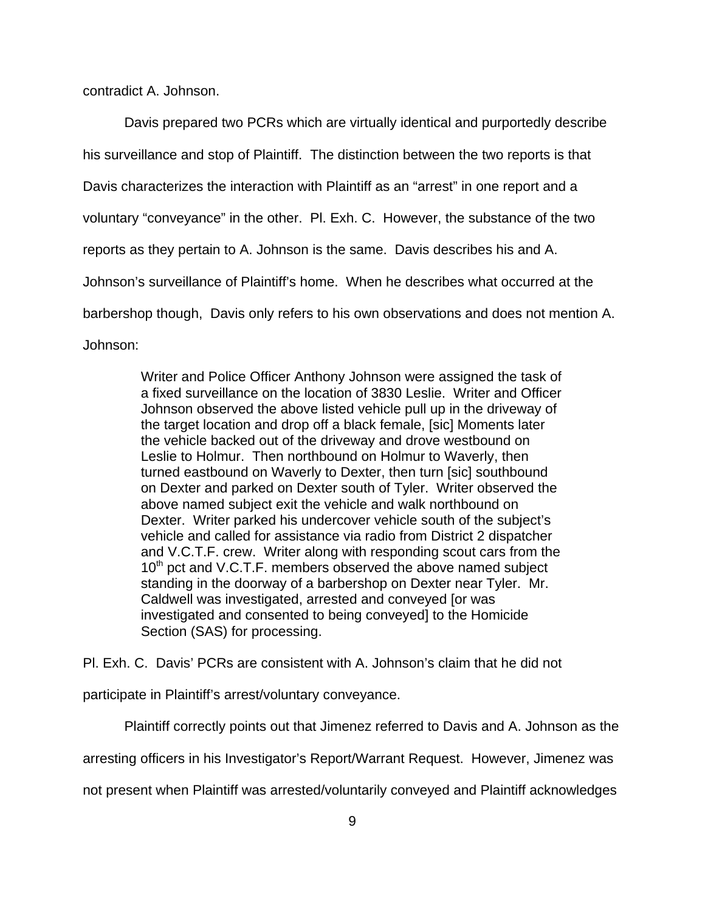contradict A. Johnson.

Davis prepared two PCRs which are virtually identical and purportedly describe his surveillance and stop of Plaintiff. The distinction between the two reports is that Davis characterizes the interaction with Plaintiff as an "arrest" in one report and a voluntary "conveyance" in the other. Pl. Exh. C. However, the substance of the two reports as they pertain to A. Johnson is the same. Davis describes his and A. Johnson's surveillance of Plaintiff's home. When he describes what occurred at the barbershop though, Davis only refers to his own observations and does not mention A. Johnson:

> Writer and Police Officer Anthony Johnson were assigned the task of a fixed surveillance on the location of 3830 Leslie. Writer and Officer Johnson observed the above listed vehicle pull up in the driveway of the target location and drop off a black female, [sic] Moments later the vehicle backed out of the driveway and drove westbound on Leslie to Holmur. Then northbound on Holmur to Waverly, then turned eastbound on Waverly to Dexter, then turn [sic] southbound on Dexter and parked on Dexter south of Tyler. Writer observed the above named subject exit the vehicle and walk northbound on Dexter. Writer parked his undercover vehicle south of the subject's vehicle and called for assistance via radio from District 2 dispatcher and V.C.T.F. crew. Writer along with responding scout cars from the 10th pct and V.C.T.F. members observed the above named subject standing in the doorway of a barbershop on Dexter near Tyler. Mr. Caldwell was investigated, arrested and conveyed [or was investigated and consented to being conveyed] to the Homicide Section (SAS) for processing.

Pl. Exh. C. Davis' PCRs are consistent with A. Johnson's claim that he did not participate in Plaintiff's arrest/voluntary conveyance.

Plaintiff correctly points out that Jimenez referred to Davis and A. Johnson as the arresting officers in his Investigator's Report/Warrant Request. However, Jimenez was not present when Plaintiff was arrested/voluntarily conveyed and Plaintiff acknowledges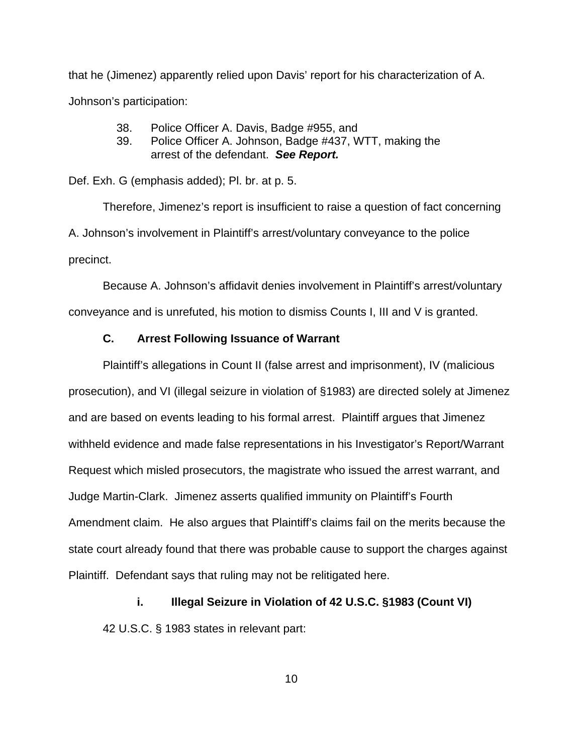that he (Jimenez) apparently relied upon Davis' report for his characterization of A. Johnson's participation:

> 38. Police Officer A. Davis, Badge #955, and
> 39. Police Officer A. Johnson, Badge #437, WTT, making the arrest of the defendant. ***See Report.***

Def. Exh. G (emphasis added); Pl. br. at p. 5.

Therefore, Jimenez's report is insufficient to raise a question of fact concerning A. Johnson's involvement in Plaintiff's arrest/voluntary conveyance to the police precinct.

Because A. Johnson's affidavit denies involvement in Plaintiff's arrest/voluntary conveyance and is unrefuted, his motion to dismiss Counts I, III and V is granted.

### C. Arrest Following Issuance of Warrant

Plaintiff's allegations in Count II (false arrest and imprisonment), IV (malicious prosecution), and VI (illegal seizure in violation of §1983) are directed solely at Jimenez and are based on events leading to his formal arrest. Plaintiff argues that Jimenez withheld evidence and made false representations in his Investigator's Report/Warrant Request which misled prosecutors, the magistrate who issued the arrest warrant, and Judge Martin-Clark. Jimenez asserts qualified immunity on Plaintiff's Fourth Amendment claim. He also argues that Plaintiff's claims fail on the merits because the state court already found that there was probable cause to support the charges against Plaintiff. Defendant says that ruling may not be relitigated here.

#### i. Illegal Seizure in Violation of 42 U.S.C. §1983 (Count VI)

42 U.S.C. § 1983 states in relevant part: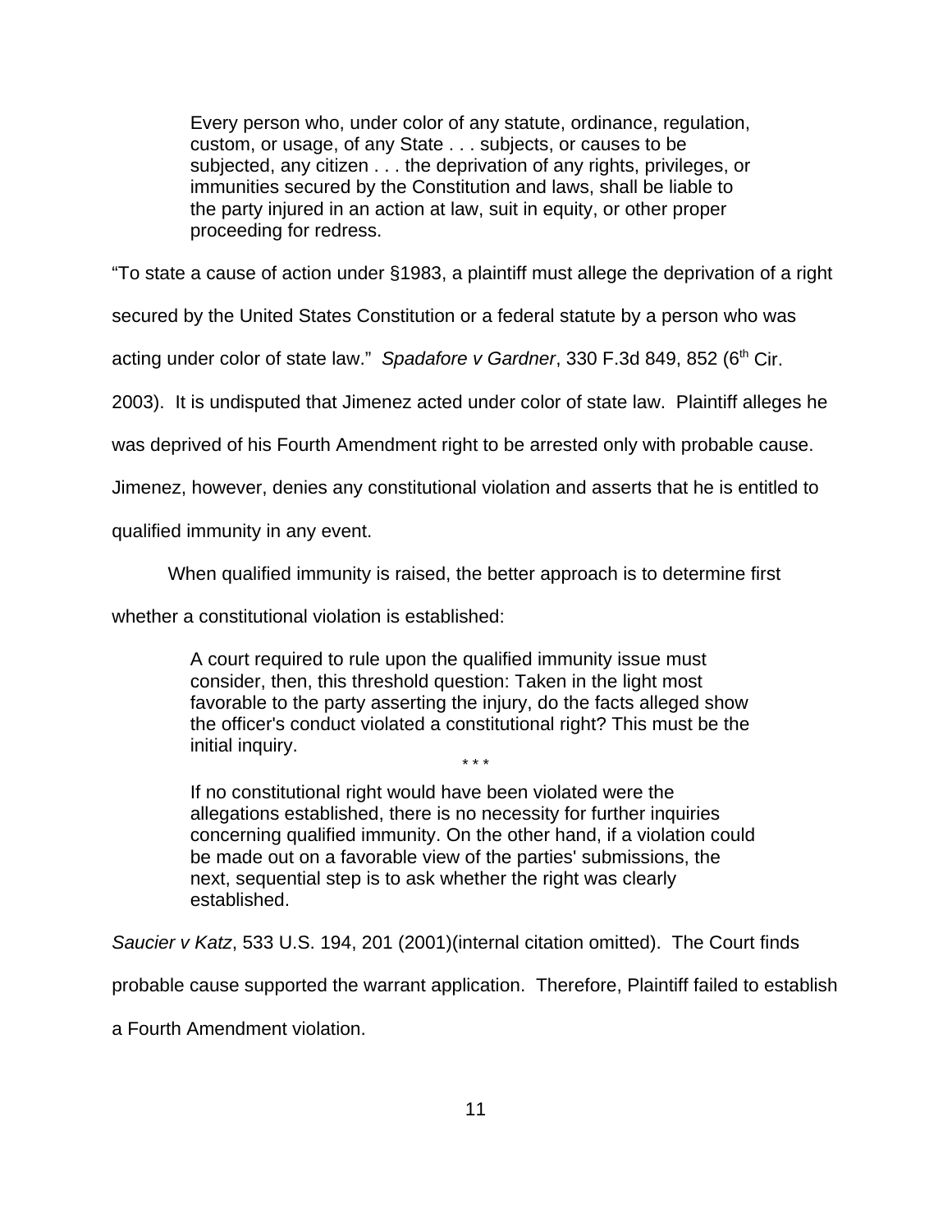> Every person who, under color of any statute, ordinance, regulation, custom, or usage, of any State . . . subjects, or causes to be subjected, any citizen . . . the deprivation of any rights, privileges, or immunities secured by the Constitution and laws, shall be liable to the party injured in an action at law, suit in equity, or other proper proceeding for redress.

"To state a cause of action under §1983, a plaintiff must allege the deprivation of a right secured by the United States Constitution or a federal statute by a person who was acting under color of state law." *Spadafore v Gardner*, 330 F.3d 849, 852 (6th Cir. 2003). It is undisputed that Jimenez acted under color of state law. Plaintiff alleges he was deprived of his Fourth Amendment right to be arrested only with probable cause. Jimenez, however, denies any constitutional violation and asserts that he is entitled to qualified immunity in any event.

When qualified immunity is raised, the better approach is to determine first whether a constitutional violation is established:

> A court required to rule upon the qualified immunity issue must consider, then, this threshold question: Taken in the light most favorable to the party asserting the injury, do the facts alleged show the officer's conduct violated a constitutional right? This must be the initial inquiry.
>
> \* \* \*
>
> If no constitutional right would have been violated were the allegations established, there is no necessity for further inquiries concerning qualified immunity. On the other hand, if a violation could be made out on a favorable view of the parties' submissions, the next, sequential step is to ask whether the right was clearly established.

*Saucier v Katz*, 533 U.S. 194, 201 (2001)(internal citation omitted). The Court finds probable cause supported the warrant application. Therefore, Plaintiff failed to establish a Fourth Amendment violation.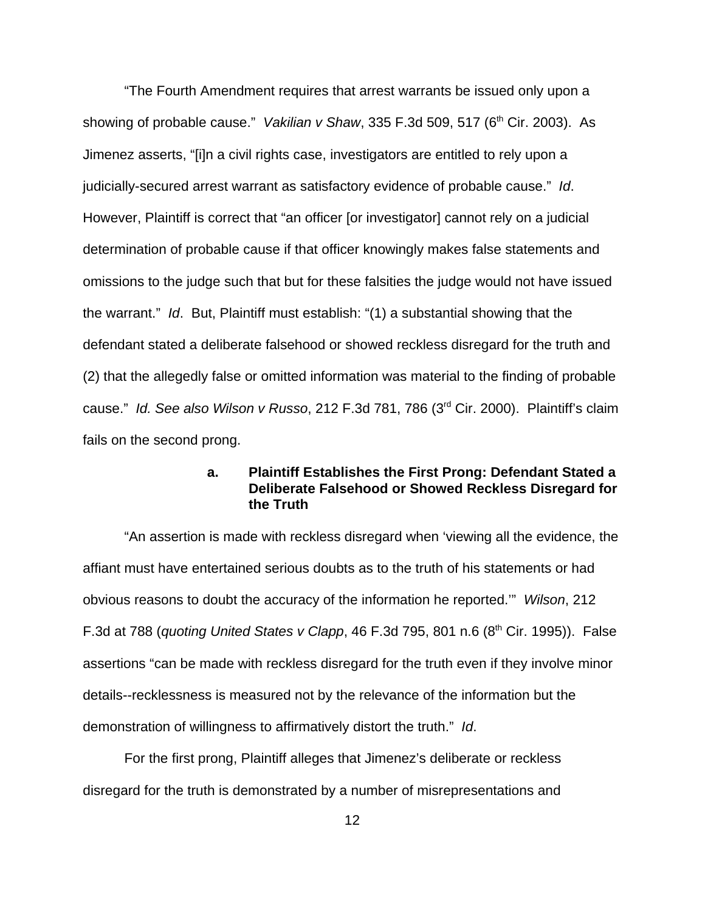"The Fourth Amendment requires that arrest warrants be issued only upon a showing of probable cause." *Vakilian v Shaw*, 335 F.3d 509, 517 (6th Cir. 2003). As Jimenez asserts, "[i]n a civil rights case, investigators are entitled to rely upon a judicially-secured arrest warrant as satisfactory evidence of probable cause." *Id*. However, Plaintiff is correct that "an officer [or investigator] cannot rely on a judicial determination of probable cause if that officer knowingly makes false statements and omissions to the judge such that but for these falsities the judge would not have issued the warrant." *Id*. But, Plaintiff must establish: "(1) a substantial showing that the defendant stated a deliberate falsehood or showed reckless disregard for the truth and (2) that the allegedly false or omitted information was material to the finding of probable cause." *Id. See also Wilson v Russo*, 212 F.3d 781, 786 (3rd Cir. 2000). Plaintiff's claim fails on the second prong.

**a. Plaintiff Establishes the First Prong: Defendant Stated a Deliberate Falsehood or Showed Reckless Disregard for the Truth**

"An assertion is made with reckless disregard when 'viewing all the evidence, the affiant must have entertained serious doubts as to the truth of his statements or had obvious reasons to doubt the accuracy of the information he reported.'" *Wilson*, 212 F.3d at 788 (*quoting United States v Clapp*, 46 F.3d 795, 801 n.6 (8th Cir. 1995)). False assertions "can be made with reckless disregard for the truth even if they involve minor details--recklessness is measured not by the relevance of the information but the demonstration of willingness to affirmatively distort the truth." *Id*.

For the first prong, Plaintiff alleges that Jimenez's deliberate or reckless disregard for the truth is demonstrated by a number of misrepresentations and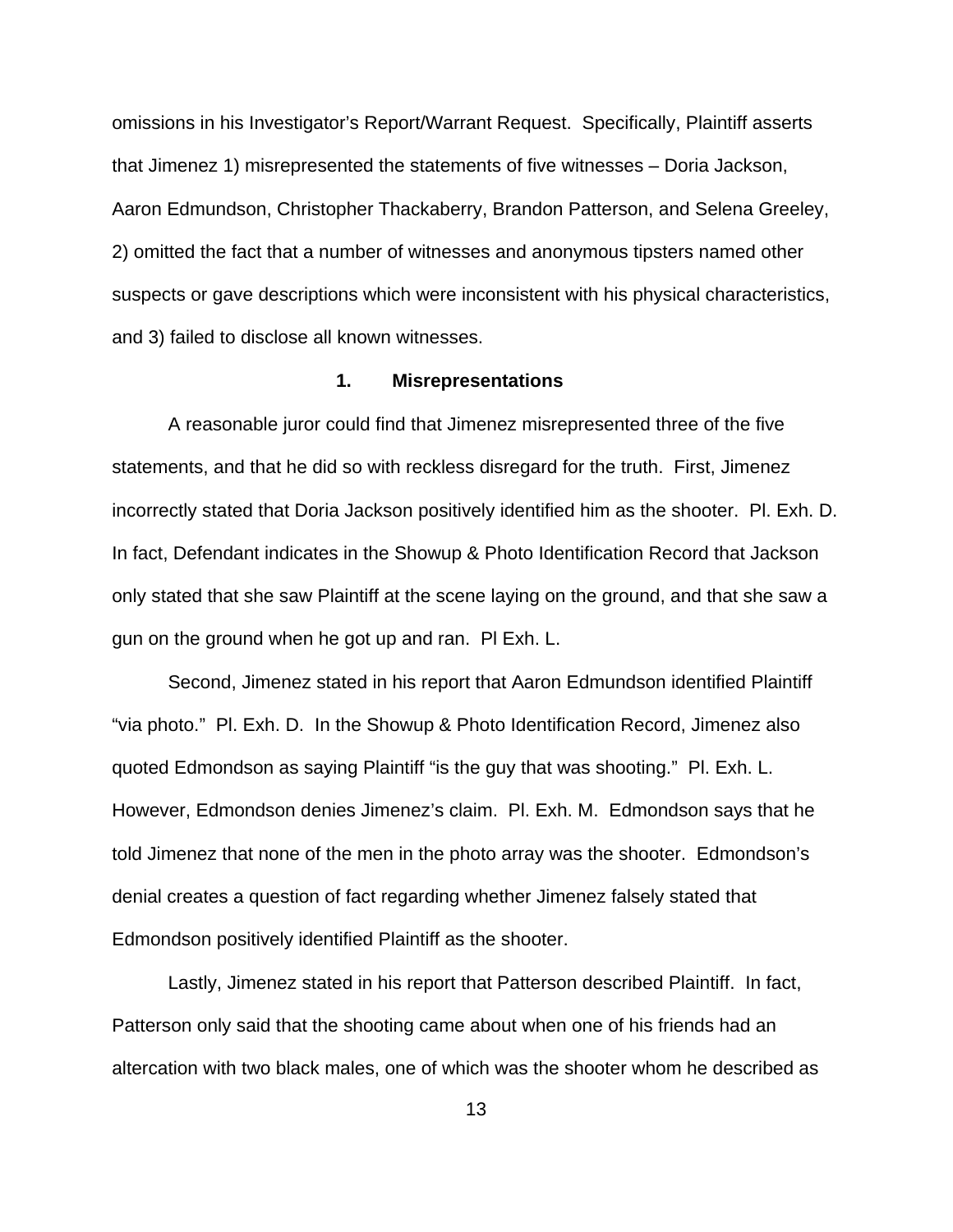omissions in his Investigator's Report/Warrant Request. Specifically, Plaintiff asserts that Jimenez 1) misrepresented the statements of five witnesses – Doria Jackson, Aaron Edmundson, Christopher Thackaberry, Brandon Patterson, and Selena Greeley, 2) omitted the fact that a number of witnesses and anonymous tipsters named other suspects or gave descriptions which were inconsistent with his physical characteristics, and 3) failed to disclose all known witnesses.

### 1. Misrepresentations

A reasonable juror could find that Jimenez misrepresented three of the five statements, and that he did so with reckless disregard for the truth. First, Jimenez incorrectly stated that Doria Jackson positively identified him as the shooter. Pl. Exh. D. In fact, Defendant indicates in the Showup & Photo Identification Record that Jackson only stated that she saw Plaintiff at the scene laying on the ground, and that she saw a gun on the ground when he got up and ran. Pl Exh. L.

Second, Jimenez stated in his report that Aaron Edmundson identified Plaintiff "via photo." Pl. Exh. D. In the Showup & Photo Identification Record, Jimenez also quoted Edmondson as saying Plaintiff "is the guy that was shooting." Pl. Exh. L. However, Edmondson denies Jimenez's claim. Pl. Exh. M. Edmondson says that he told Jimenez that none of the men in the photo array was the shooter. Edmondson's denial creates a question of fact regarding whether Jimenez falsely stated that Edmondson positively identified Plaintiff as the shooter.

Lastly, Jimenez stated in his report that Patterson described Plaintiff. In fact, Patterson only said that the shooting came about when one of his friends had an altercation with two black males, one of which was the shooter whom he described as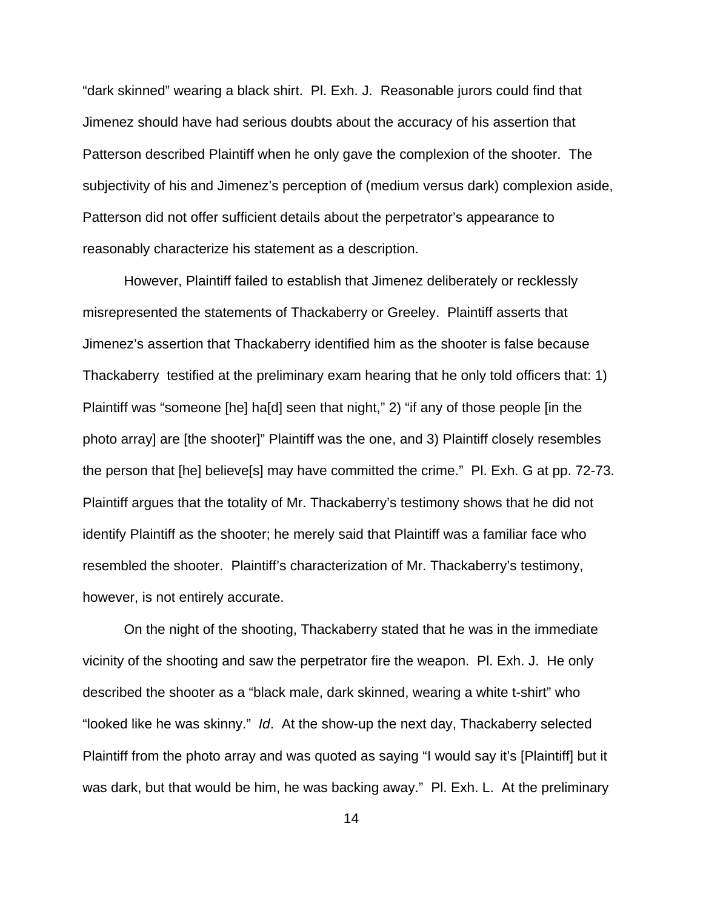"dark skinned" wearing a black shirt. Pl. Exh. J. Reasonable jurors could find that Jimenez should have had serious doubts about the accuracy of his assertion that Patterson described Plaintiff when he only gave the complexion of the shooter. The subjectivity of his and Jimenez's perception of (medium versus dark) complexion aside, Patterson did not offer sufficient details about the perpetrator's appearance to reasonably characterize his statement as a description.

However, Plaintiff failed to establish that Jimenez deliberately or recklessly misrepresented the statements of Thackaberry or Greeley. Plaintiff asserts that Jimenez's assertion that Thackaberry identified him as the shooter is false because Thackaberry testified at the preliminary exam hearing that he only told officers that: 1) Plaintiff was "someone [he] ha[d] seen that night," 2) "if any of those people [in the photo array] are [the shooter]" Plaintiff was the one, and 3) Plaintiff closely resembles the person that [he] believe[s] may have committed the crime." Pl. Exh. G at pp. 72-73. Plaintiff argues that the totality of Mr. Thackaberry's testimony shows that he did not identify Plaintiff as the shooter; he merely said that Plaintiff was a familiar face who resembled the shooter. Plaintiff's characterization of Mr. Thackaberry's testimony, however, is not entirely accurate.

On the night of the shooting, Thackaberry stated that he was in the immediate vicinity of the shooting and saw the perpetrator fire the weapon. Pl. Exh. J. He only described the shooter as a "black male, dark skinned, wearing a white t-shirt" who "looked like he was skinny." *Id*. At the show-up the next day, Thackaberry selected Plaintiff from the photo array and was quoted as saying "I would say it's [Plaintiff] but it was dark, but that would be him, he was backing away." Pl. Exh. L. At the preliminary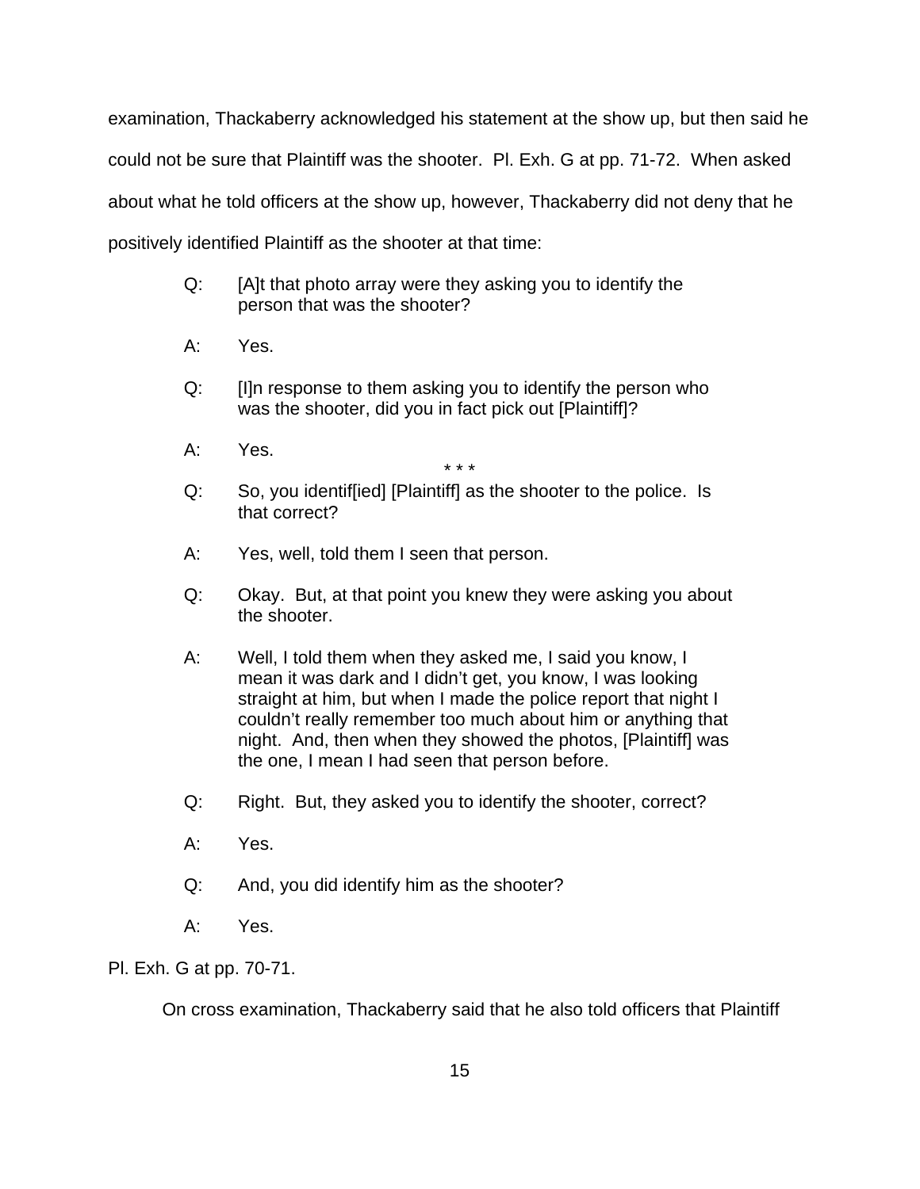examination, Thackaberry acknowledged his statement at the show up, but then said he could not be sure that Plaintiff was the shooter. Pl. Exh. G at pp. 71-72. When asked about what he told officers at the show up, however, Thackaberry did not deny that he positively identified Plaintiff as the shooter at that time:

> Q: [A]t that photo array were they asking you to identify the person that was the shooter?
>
> A: Yes.
>
> Q: [I]n response to them asking you to identify the person who was the shooter, did you in fact pick out [Plaintiff]?
>
> A: Yes.
>
> \* \* \*
>
> Q: So, you identif[ied] [Plaintiff] as the shooter to the police. Is that correct?
>
> A: Yes, well, told them I seen that person.
>
> Q: Okay. But, at that point you knew they were asking you about the shooter.
>
> A: Well, I told them when they asked me, I said you know, I mean it was dark and I didn't get, you know, I was looking straight at him, but when I made the police report that night I couldn't really remember too much about him or anything that night. And, then when they showed the photos, [Plaintiff] was the one, I mean I had seen that person before.
>
> Q: Right. But, they asked you to identify the shooter, correct?
>
> A: Yes.
>
> Q: And, you did identify him as the shooter?
>
> A: Yes.

Pl. Exh. G at pp. 70-71.

On cross examination, Thackaberry said that he also told officers that Plaintiff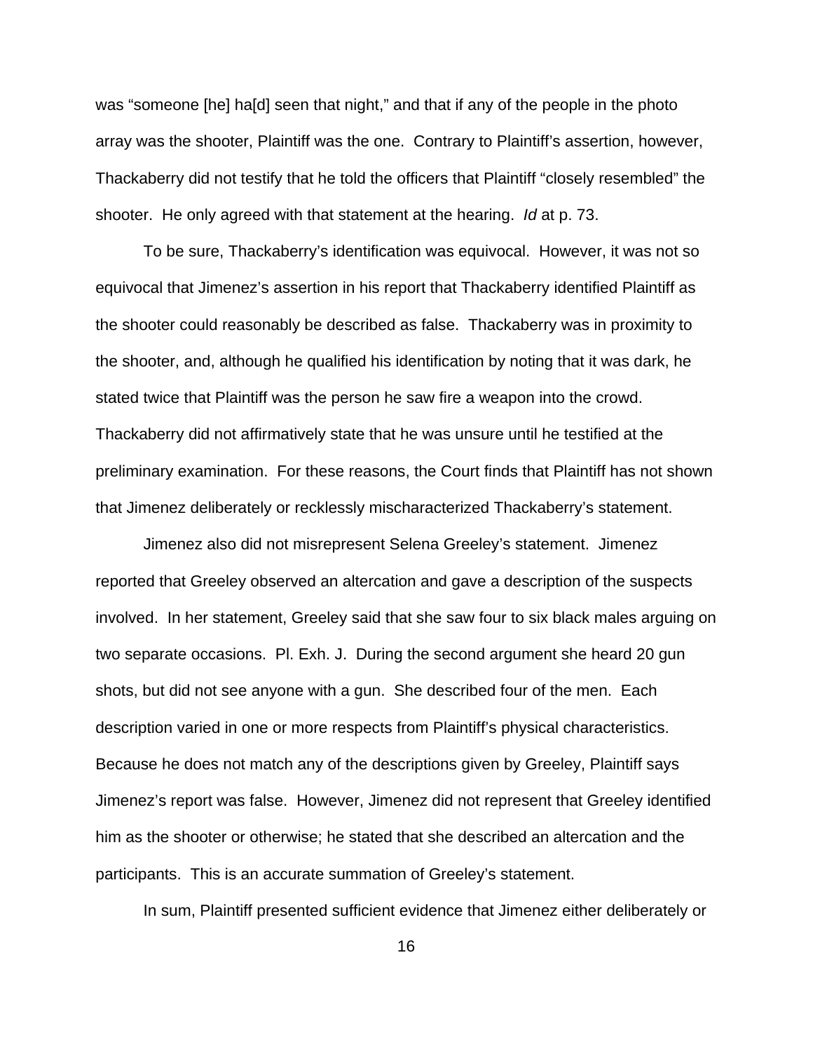was "someone [he] ha[d] seen that night," and that if any of the people in the photo array was the shooter, Plaintiff was the one. Contrary to Plaintiff's assertion, however, Thackaberry did not testify that he told the officers that Plaintiff "closely resembled" the shooter. He only agreed with that statement at the hearing. *Id* at p. 73.

To be sure, Thackaberry's identification was equivocal. However, it was not so equivocal that Jimenez's assertion in his report that Thackaberry identified Plaintiff as the shooter could reasonably be described as false. Thackaberry was in proximity to the shooter, and, although he qualified his identification by noting that it was dark, he stated twice that Plaintiff was the person he saw fire a weapon into the crowd. Thackaberry did not affirmatively state that he was unsure until he testified at the preliminary examination. For these reasons, the Court finds that Plaintiff has not shown that Jimenez deliberately or recklessly mischaracterized Thackaberry's statement.

Jimenez also did not misrepresent Selena Greeley's statement. Jimenez reported that Greeley observed an altercation and gave a description of the suspects involved. In her statement, Greeley said that she saw four to six black males arguing on two separate occasions. Pl. Exh. J. During the second argument she heard 20 gun shots, but did not see anyone with a gun. She described four of the men. Each description varied in one or more respects from Plaintiff's physical characteristics. Because he does not match any of the descriptions given by Greeley, Plaintiff says Jimenez's report was false. However, Jimenez did not represent that Greeley identified him as the shooter or otherwise; he stated that she described an altercation and the participants. This is an accurate summation of Greeley's statement.

In sum, Plaintiff presented sufficient evidence that Jimenez either deliberately or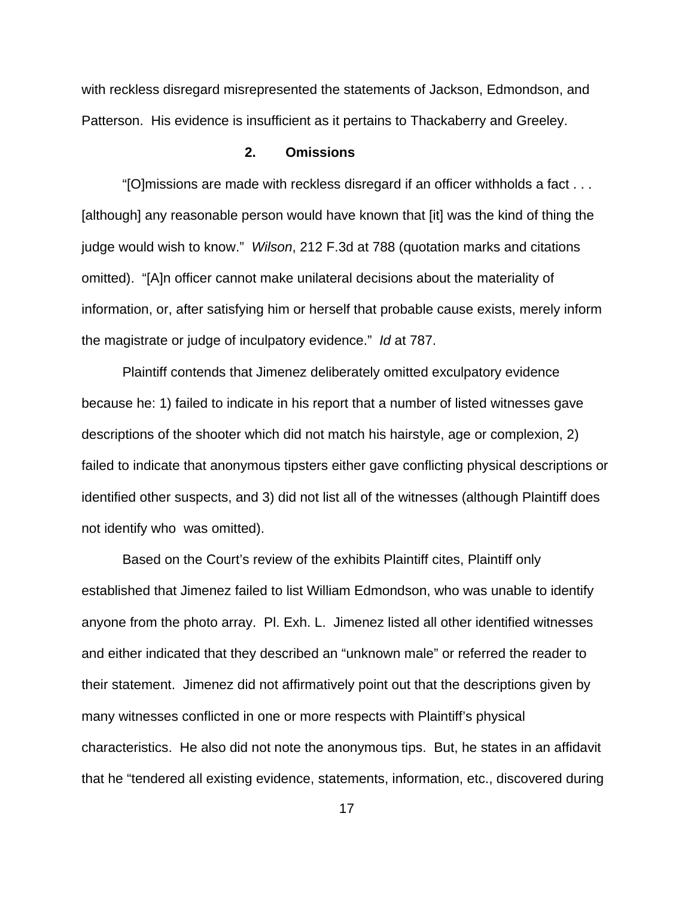with reckless disregard misrepresented the statements of Jackson, Edmondson, and Patterson. His evidence is insufficient as it pertains to Thackaberry and Greeley.

### 2. Omissions

"[O]missions are made with reckless disregard if an officer withholds a fact . . . [although] any reasonable person would have known that [it] was the kind of thing the judge would wish to know." *Wilson*, 212 F.3d at 788 (quotation marks and citations omitted). "[A]n officer cannot make unilateral decisions about the materiality of information, or, after satisfying him or herself that probable cause exists, merely inform the magistrate or judge of inculpatory evidence." *Id* at 787.

Plaintiff contends that Jimenez deliberately omitted exculpatory evidence because he: 1) failed to indicate in his report that a number of listed witnesses gave descriptions of the shooter which did not match his hairstyle, age or complexion, 2) failed to indicate that anonymous tipsters either gave conflicting physical descriptions or identified other suspects, and 3) did not list all of the witnesses (although Plaintiff does not identify who was omitted).

Based on the Court's review of the exhibits Plaintiff cites, Plaintiff only established that Jimenez failed to list William Edmondson, who was unable to identify anyone from the photo array. Pl. Exh. L. Jimenez listed all other identified witnesses and either indicated that they described an "unknown male" or referred the reader to their statement. Jimenez did not affirmatively point out that the descriptions given by many witnesses conflicted in one or more respects with Plaintiff's physical characteristics. He also did not note the anonymous tips. But, he states in an affidavit that he "tendered all existing evidence, statements, information, etc., discovered during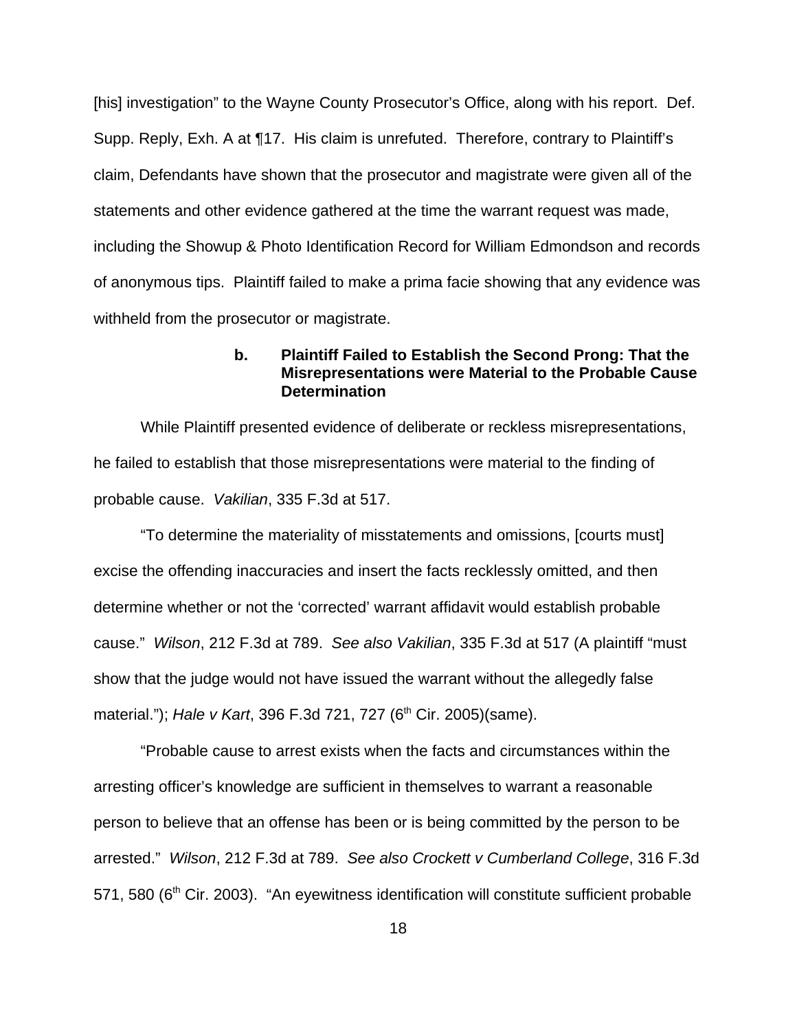[his] investigation" to the Wayne County Prosecutor's Office, along with his report. Def. Supp. Reply, Exh. A at ¶17. His claim is unrefuted. Therefore, contrary to Plaintiff's claim, Defendants have shown that the prosecutor and magistrate were given all of the statements and other evidence gathered at the time the warrant request was made, including the Showup & Photo Identification Record for William Edmondson and records of anonymous tips. Plaintiff failed to make a prima facie showing that any evidence was withheld from the prosecutor or magistrate.

**b. Plaintiff Failed to Establish the Second Prong: That the Misrepresentations were Material to the Probable Cause Determination**

While Plaintiff presented evidence of deliberate or reckless misrepresentations, he failed to establish that those misrepresentations were material to the finding of probable cause. *Vakilian*, 335 F.3d at 517.

"To determine the materiality of misstatements and omissions, [courts must] excise the offending inaccuracies and insert the facts recklessly omitted, and then determine whether or not the 'corrected' warrant affidavit would establish probable cause." *Wilson*, 212 F.3d at 789. *See also Vakilian*, 335 F.3d at 517 (A plaintiff "must show that the judge would not have issued the warrant without the allegedly false material."); *Hale v Kart*, 396 F.3d 721, 727 (6th Cir. 2005)(same).

"Probable cause to arrest exists when the facts and circumstances within the arresting officer's knowledge are sufficient in themselves to warrant a reasonable person to believe that an offense has been or is being committed by the person to be arrested." *Wilson*, 212 F.3d at 789. *See also Crockett v Cumberland College*, 316 F.3d 571, 580 (6th Cir. 2003). "An eyewitness identification will constitute sufficient probable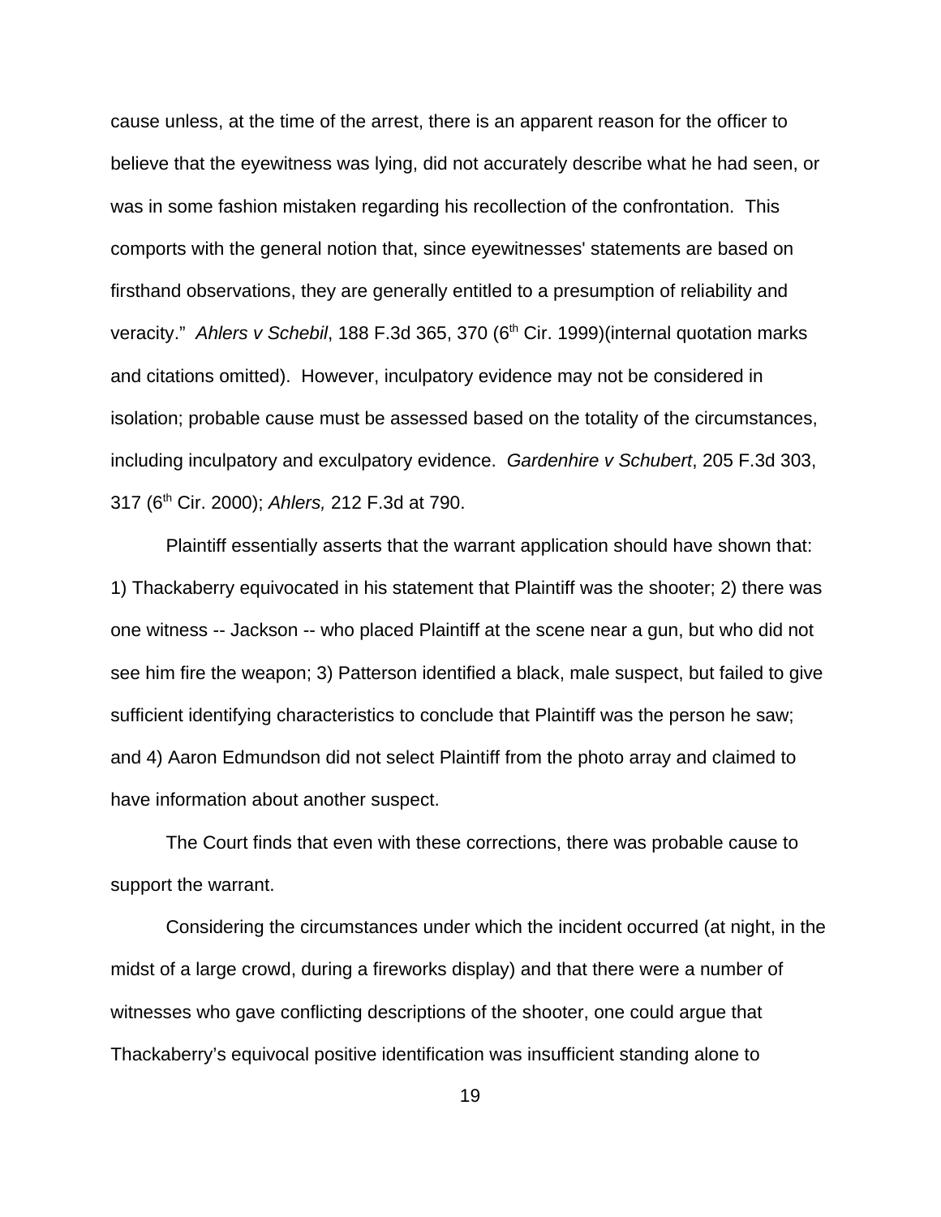cause unless, at the time of the arrest, there is an apparent reason for the officer to believe that the eyewitness was lying, did not accurately describe what he had seen, or was in some fashion mistaken regarding his recollection of the confrontation. This comports with the general notion that, since eyewitnesses' statements are based on firsthand observations, they are generally entitled to a presumption of reliability and veracity." *Ahlers v Schebil*, 188 F.3d 365, 370 (6th Cir. 1999)(internal quotation marks and citations omitted). However, inculpatory evidence may not be considered in isolation; probable cause must be assessed based on the totality of the circumstances, including inculpatory and exculpatory evidence. *Gardenhire v Schubert*, 205 F.3d 303, 317 (6th Cir. 2000); *Ahlers,* 212 F.3d at 790.

Plaintiff essentially asserts that the warrant application should have shown that: 1) Thackaberry equivocated in his statement that Plaintiff was the shooter; 2) there was one witness -- Jackson -- who placed Plaintiff at the scene near a gun, but who did not see him fire the weapon; 3) Patterson identified a black, male suspect, but failed to give sufficient identifying characteristics to conclude that Plaintiff was the person he saw; and 4) Aaron Edmundson did not select Plaintiff from the photo array and claimed to have information about another suspect.

The Court finds that even with these corrections, there was probable cause to support the warrant.

Considering the circumstances under which the incident occurred (at night, in the midst of a large crowd, during a fireworks display) and that there were a number of witnesses who gave conflicting descriptions of the shooter, one could argue that Thackaberry's equivocal positive identification was insufficient standing alone to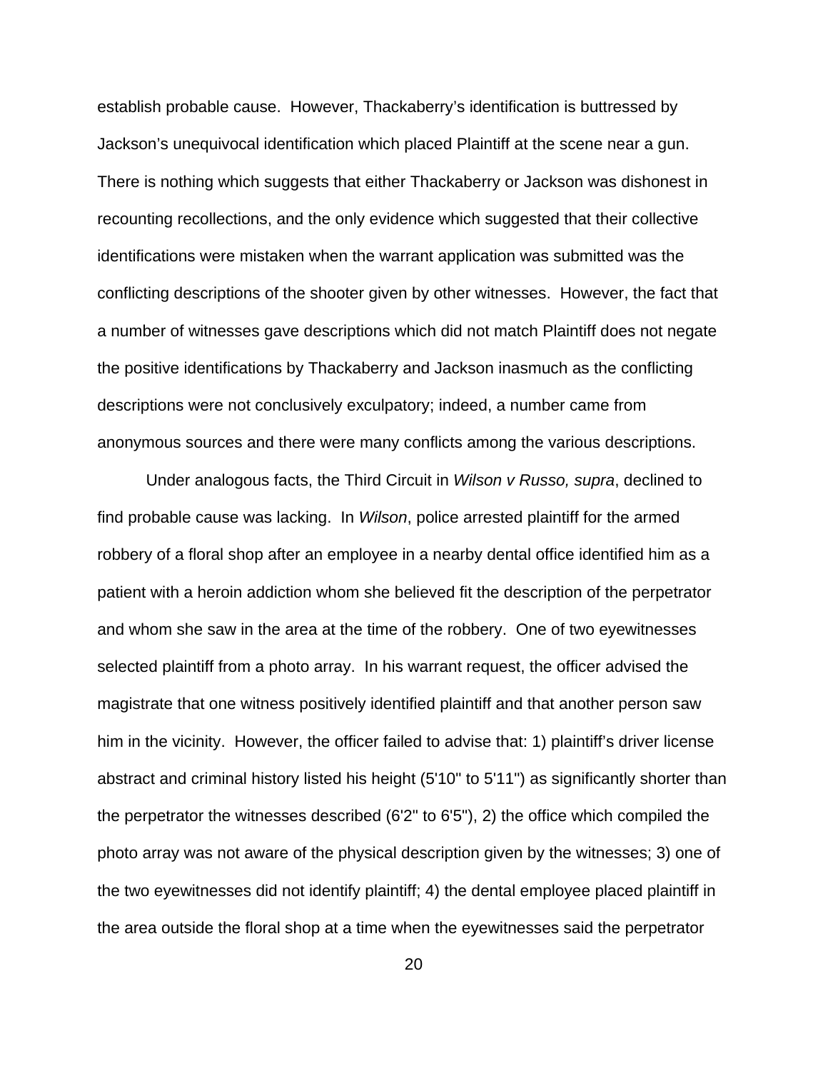establish probable cause. However, Thackaberry's identification is buttressed by Jackson's unequivocal identification which placed Plaintiff at the scene near a gun. There is nothing which suggests that either Thackaberry or Jackson was dishonest in recounting recollections, and the only evidence which suggested that their collective identifications were mistaken when the warrant application was submitted was the conflicting descriptions of the shooter given by other witnesses. However, the fact that a number of witnesses gave descriptions which did not match Plaintiff does not negate the positive identifications by Thackaberry and Jackson inasmuch as the conflicting descriptions were not conclusively exculpatory; indeed, a number came from anonymous sources and there were many conflicts among the various descriptions.

Under analogous facts, the Third Circuit in *Wilson v Russo, supra*, declined to find probable cause was lacking. In *Wilson*, police arrested plaintiff for the armed robbery of a floral shop after an employee in a nearby dental office identified him as a patient with a heroin addiction whom she believed fit the description of the perpetrator and whom she saw in the area at the time of the robbery. One of two eyewitnesses selected plaintiff from a photo array. In his warrant request, the officer advised the magistrate that one witness positively identified plaintiff and that another person saw him in the vicinity. However, the officer failed to advise that: 1) plaintiff's driver license abstract and criminal history listed his height (5'10" to 5'11") as significantly shorter than the perpetrator the witnesses described (6'2" to 6'5"), 2) the office which compiled the photo array was not aware of the physical description given by the witnesses; 3) one of the two eyewitnesses did not identify plaintiff; 4) the dental employee placed plaintiff in the area outside the floral shop at a time when the eyewitnesses said the perpetrator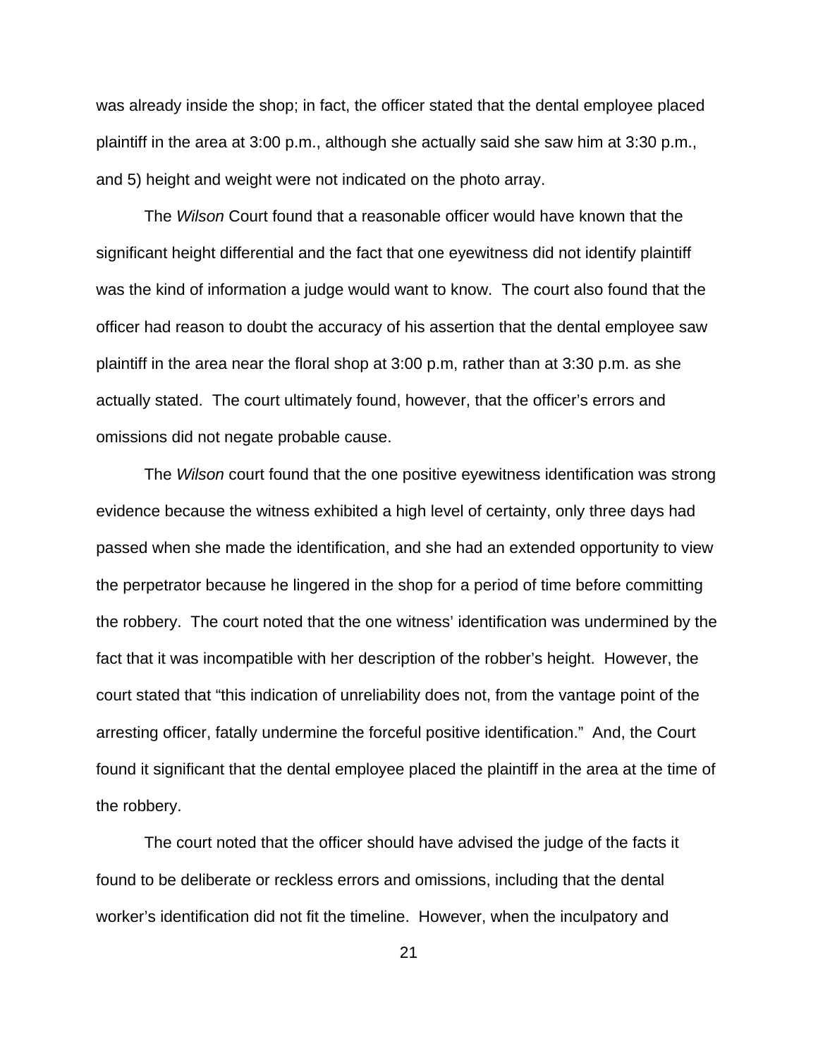was already inside the shop; in fact, the officer stated that the dental employee placed plaintiff in the area at 3:00 p.m., although she actually said she saw him at 3:30 p.m., and 5) height and weight were not indicated on the photo array.

The *Wilson* Court found that a reasonable officer would have known that the significant height differential and the fact that one eyewitness did not identify plaintiff was the kind of information a judge would want to know. The court also found that the officer had reason to doubt the accuracy of his assertion that the dental employee saw plaintiff in the area near the floral shop at 3:00 p.m, rather than at 3:30 p.m. as she actually stated. The court ultimately found, however, that the officer's errors and omissions did not negate probable cause.

The *Wilson* court found that the one positive eyewitness identification was strong evidence because the witness exhibited a high level of certainty, only three days had passed when she made the identification, and she had an extended opportunity to view the perpetrator because he lingered in the shop for a period of time before committing the robbery. The court noted that the one witness' identification was undermined by the fact that it was incompatible with her description of the robber's height. However, the court stated that "this indication of unreliability does not, from the vantage point of the arresting officer, fatally undermine the forceful positive identification." And, the Court found it significant that the dental employee placed the plaintiff in the area at the time of the robbery.

The court noted that the officer should have advised the judge of the facts it found to be deliberate or reckless errors and omissions, including that the dental worker's identification did not fit the timeline. However, when the inculpatory and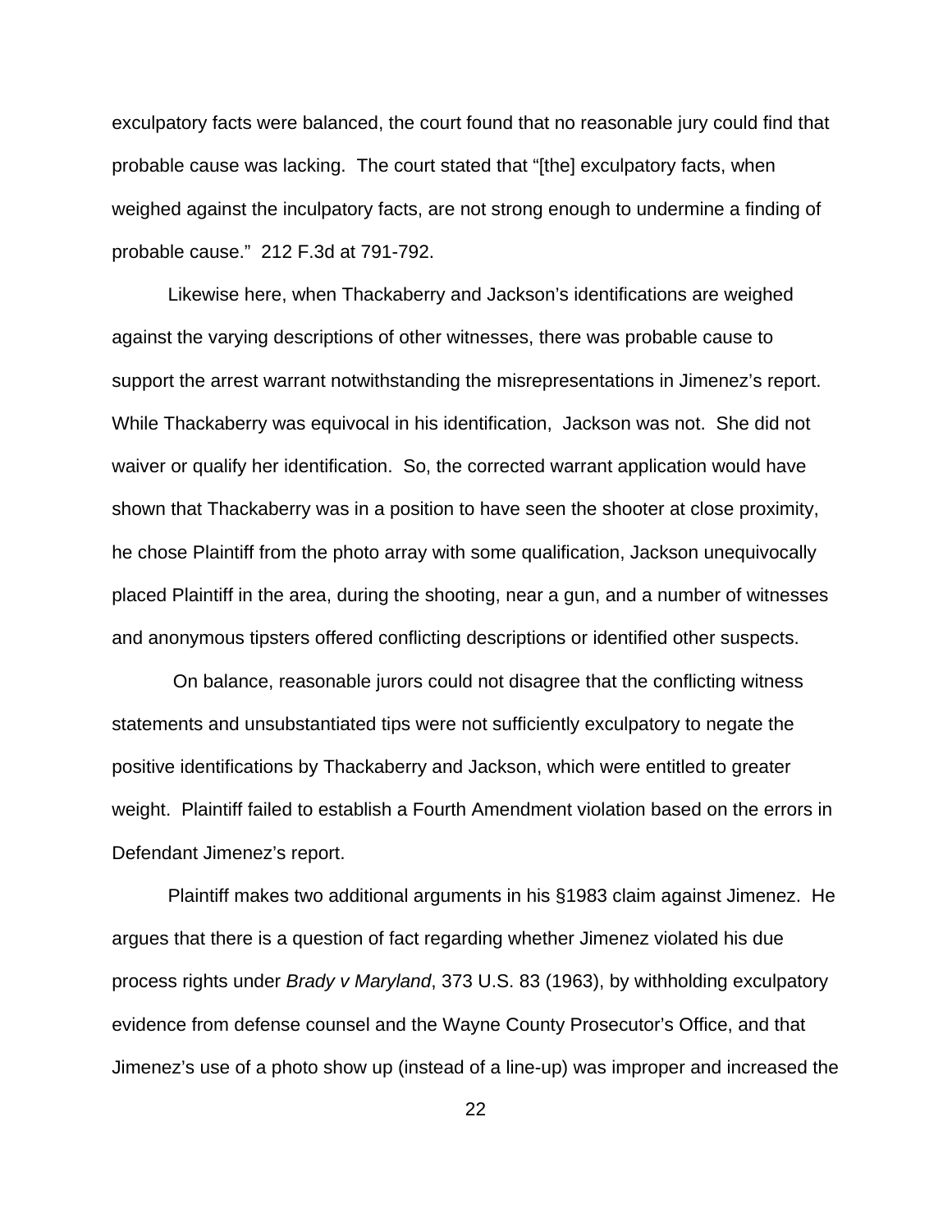exculpatory facts were balanced, the court found that no reasonable jury could find that probable cause was lacking. The court stated that "[the] exculpatory facts, when weighed against the inculpatory facts, are not strong enough to undermine a finding of probable cause." 212 F.3d at 791-792.

Likewise here, when Thackaberry and Jackson's identifications are weighed against the varying descriptions of other witnesses, there was probable cause to support the arrest warrant notwithstanding the misrepresentations in Jimenez's report. While Thackaberry was equivocal in his identification, Jackson was not. She did not waiver or qualify her identification. So, the corrected warrant application would have shown that Thackaberry was in a position to have seen the shooter at close proximity, he chose Plaintiff from the photo array with some qualification, Jackson unequivocally placed Plaintiff in the area, during the shooting, near a gun, and a number of witnesses and anonymous tipsters offered conflicting descriptions or identified other suspects.

On balance, reasonable jurors could not disagree that the conflicting witness statements and unsubstantiated tips were not sufficiently exculpatory to negate the positive identifications by Thackaberry and Jackson, which were entitled to greater weight. Plaintiff failed to establish a Fourth Amendment violation based on the errors in Defendant Jimenez's report.

Plaintiff makes two additional arguments in his §1983 claim against Jimenez. He argues that there is a question of fact regarding whether Jimenez violated his due process rights under *Brady v Maryland*, 373 U.S. 83 (1963), by withholding exculpatory evidence from defense counsel and the Wayne County Prosecutor's Office, and that Jimenez's use of a photo show up (instead of a line-up) was improper and increased the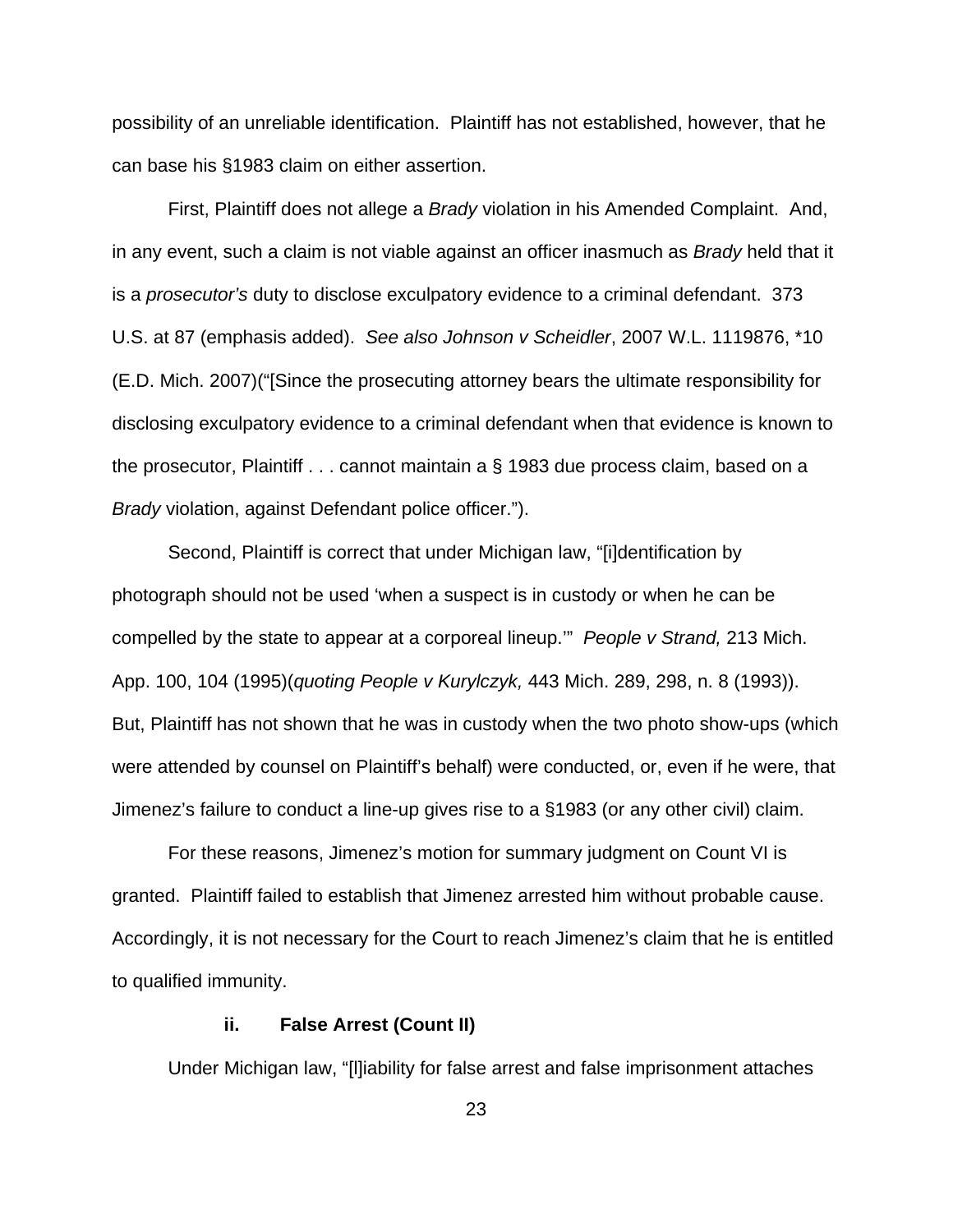possibility of an unreliable identification. Plaintiff has not established, however, that he can base his §1983 claim on either assertion.

First, Plaintiff does not allege a *Brady* violation in his Amended Complaint. And, in any event, such a claim is not viable against an officer inasmuch as *Brady* held that it is a *prosecutor's* duty to disclose exculpatory evidence to a criminal defendant. 373 U.S. at 87 (emphasis added). *See also Johnson v Scheidler*, 2007 W.L. 1119876, *10 (E.D. Mich. 2007)("[Since the prosecuting attorney bears the ultimate responsibility for disclosing exculpatory evidence to a criminal defendant when that evidence is known to the prosecutor, Plaintiff . . . cannot maintain a § 1983 due process claim, based on a *Brady* violation, against Defendant police officer.").

Second, Plaintiff is correct that under Michigan law, "[i]dentification by photograph should not be used 'when a suspect is in custody or when he can be compelled by the state to appear at a corporeal lineup.'" *People v Strand,* 213 Mich. App. 100, 104 (1995)(*quoting People v Kurylczyk,* 443 Mich. 289, 298, n. 8 (1993)). But, Plaintiff has not shown that he was in custody when the two photo show-ups (which were attended by counsel on Plaintiff's behalf) were conducted, or, even if he were, that Jimenez's failure to conduct a line-up gives rise to a §1983 (or any other civil) claim.

For these reasons, Jimenez's motion for summary judgment on Count VI is granted. Plaintiff failed to establish that Jimenez arrested him without probable cause. Accordingly, it is not necessary for the Court to reach Jimenez's claim that he is entitled to qualified immunity.

### ii. False Arrest (Count II)

Under Michigan law, "[l]iability for false arrest and false imprisonment attaches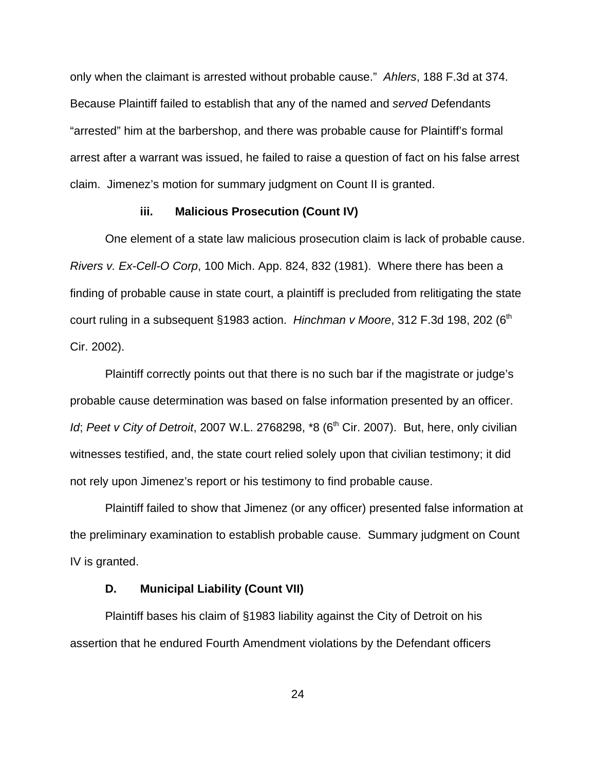only when the claimant is arrested without probable cause." *Ahlers*, 188 F.3d at 374. Because Plaintiff failed to establish that any of the named and *served* Defendants "arrested" him at the barbershop, and there was probable cause for Plaintiff's formal arrest after a warrant was issued, he failed to raise a question of fact on his false arrest claim. Jimenez's motion for summary judgment on Count II is granted.

**iii. Malicious Prosecution (Count IV)**

One element of a state law malicious prosecution claim is lack of probable cause. *Rivers v. Ex-Cell-O Corp*, 100 Mich. App. 824, 832 (1981). Where there has been a finding of probable cause in state court, a plaintiff is precluded from relitigating the state court ruling in a subsequent §1983 action. *Hinchman v Moore*, 312 F.3d 198, 202 (6th Cir. 2002).

Plaintiff correctly points out that there is no such bar if the magistrate or judge's probable cause determination was based on false information presented by an officer. *Id*; *Peet v City of Detroit*, 2007 W.L. 2768298, *8 (6th Cir. 2007). But, here, only civilian witnesses testified, and, the state court relied solely upon that civilian testimony; it did not rely upon Jimenez's report or his testimony to find probable cause.

Plaintiff failed to show that Jimenez (or any officer) presented false information at the preliminary examination to establish probable cause. Summary judgment on Count IV is granted.

**D. Municipal Liability (Count VII)**

Plaintiff bases his claim of §1983 liability against the City of Detroit on his assertion that he endured Fourth Amendment violations by the Defendant officers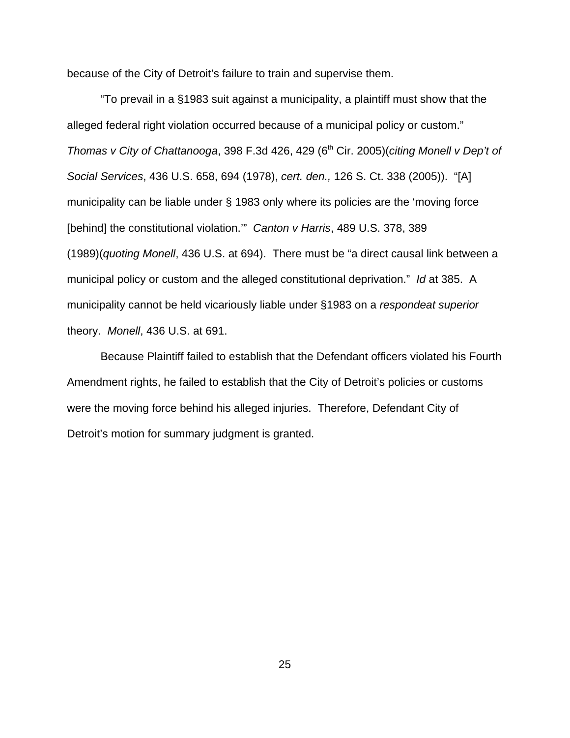because of the City of Detroit's failure to train and supervise them.

"To prevail in a §1983 suit against a municipality, a plaintiff must show that the alleged federal right violation occurred because of a municipal policy or custom." *Thomas v City of Chattanooga*, 398 F.3d 426, 429 (6th Cir. 2005)(*citing Monell v Dep't of Social Services*, 436 U.S. 658, 694 (1978), *cert. den.,* 126 S. Ct. 338 (2005)). "[A] municipality can be liable under § 1983 only where its policies are the 'moving force [behind] the constitutional violation.'" *Canton v Harris*, 489 U.S. 378, 389 (1989)(*quoting Monell*, 436 U.S. at 694). There must be "a direct causal link between a municipal policy or custom and the alleged constitutional deprivation." *Id* at 385. A municipality cannot be held vicariously liable under §1983 on a *respondeat superior* theory. *Monell*, 436 U.S. at 691.

Because Plaintiff failed to establish that the Defendant officers violated his Fourth Amendment rights, he failed to establish that the City of Detroit's policies or customs were the moving force behind his alleged injuries. Therefore, Defendant City of Detroit's motion for summary judgment is granted.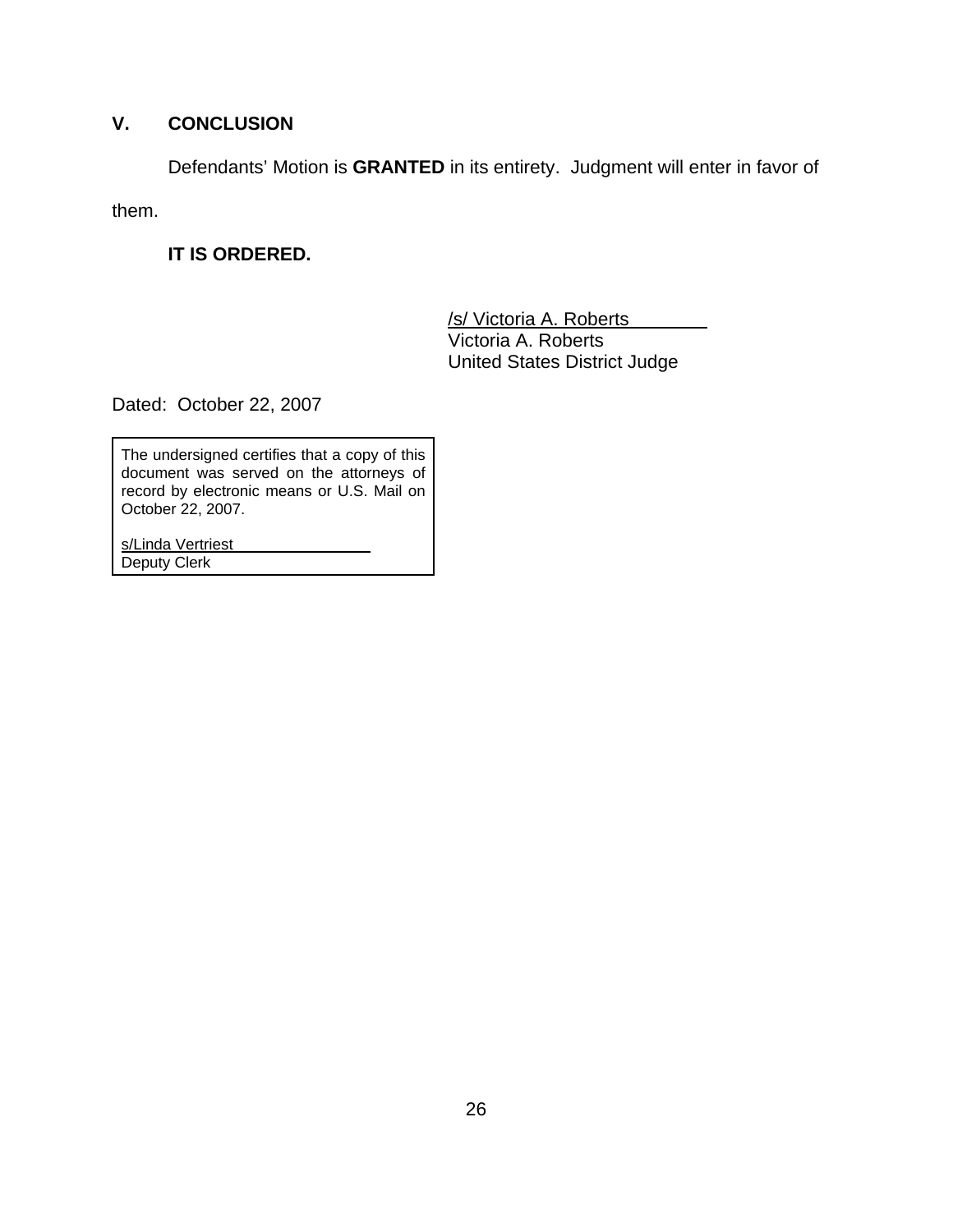## V. CONCLUSION

Defendants' Motion is **GRANTED** in its entirety. Judgment will enter in favor of them.

**IT IS ORDERED.**

/s/ Victoria A. Roberts
Victoria A. Roberts
United States District Judge

Dated: October 22, 2007

The undersigned certifies that a copy of this document was served on the attorneys of record by electronic means or U.S. Mail on October 22, 2007.

s/Linda Vertriest
Deputy Clerk